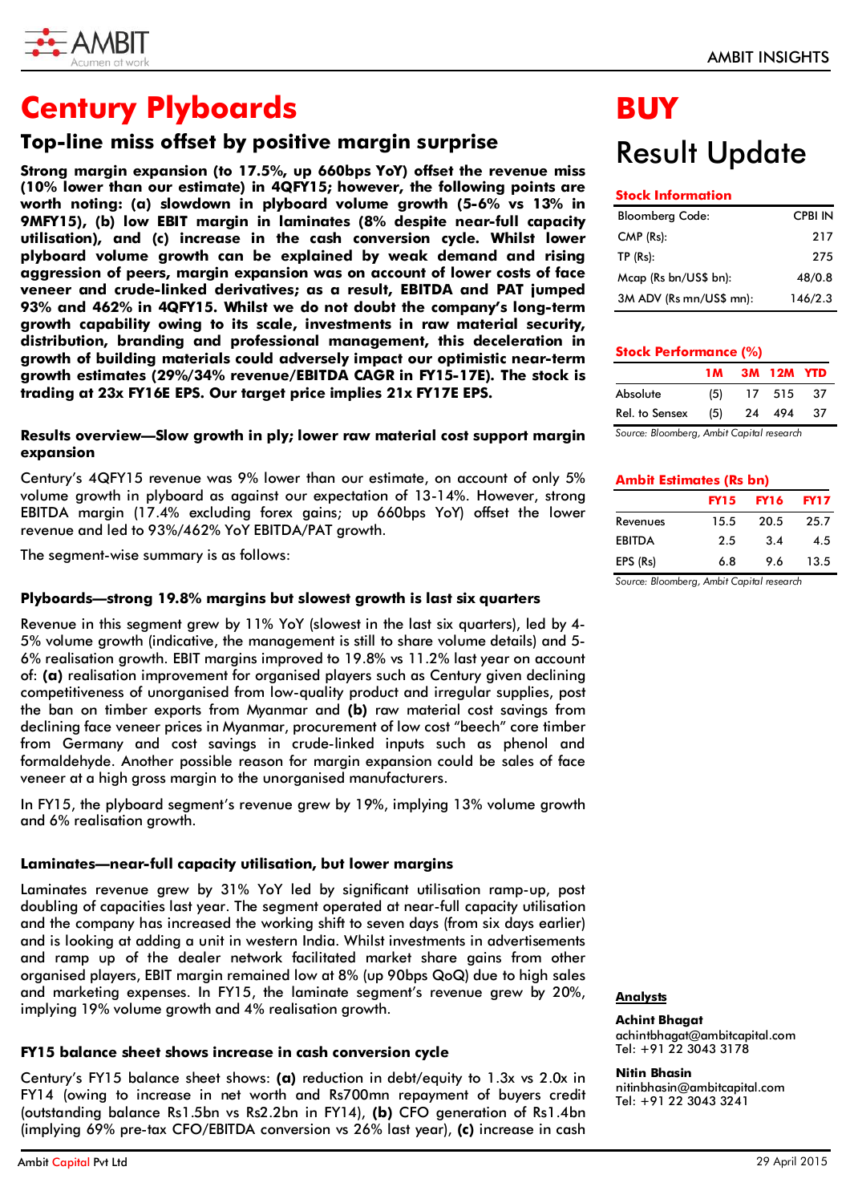# Century Plyboards

## BUY

## Result Update

## Top-line miss offset by positive margin surprise

**Strong margin expansion (to 17.5%, up 660bps YoY) offset the revenue miss (10% lower than our estimate) in 4QFY15; however, the following points are worth noting: (a) slowdown in plyboard volume growth (5-6% vs 13% in 9MFY15), (b) low EBIT margin in laminates (8% despite near-full capacity utilisation), and (c) increase in the cash conversion cycle. Whilst lower plyboard volume growth can be explained by weak demand and rising aggression of peers, margin expansion was on account of lower costs of face veneer and crude-linked derivatives; as a result, EBITDA and PAT jumped 93% and 462% in 4QFY15. Whilst we do not doubt the company's long-term growth capability owing to its scale, investments in raw material security, distribution, branding and professional management, this deceleration in growth of building materials could adversely impact our optimistic near-term growth estimates (29%/34% revenue/EBITDA CAGR in FY15-17E). The stock is trading at 23x FY16E EPS. Our target price implies 21x FY17E EPS.**

**Stock Information**

| | |
|---|---|
| Bloomberg Code: | CPBI IN |
| CMP (Rs): | 217 |
| TP (Rs): | 275 |
| Mcap (Rs bn/US$ bn): | 48/0.8 |
| 3M ADV (Rs mn/US$ mn): | 146/2.3 |

**Stock Performance (%)**

| | 1M | 3M | 12M | YTD |
|---|---|---|---|---|
| Absolute | (5) | 17 | 515 | 37 |
| Rel. to Sensex | (5) | 24 | 494 | 37 |

*Source: Bloomberg, Ambit Capital research*

**Ambit Estimates (Rs bn)**

| | FY15 | FY16 | FY17 |
|---|---|---|---|
| Revenues | 15.5 | 20.5 | 25.7 |
| EBITDA | 2.5 | 3.4 | 4.5 |
| EPS (Rs) | 6.8 | 9.6 | 13.5 |

*Source: Bloomberg, Ambit Capital research*

### Results overview—Slow growth in ply; lower raw material cost support margin expansion

Century's 4QFY15 revenue was 9% lower than our estimate, on account of only 5% volume growth in plyboard as against our expectation of 13-14%. However, strong EBITDA margin (17.4% excluding forex gains; up 660bps YoY) offset the lower revenue and led to 93%/462% YoY EBITDA/PAT growth.

The segment-wise summary is as follows:

### Plyboards—strong 19.8% margins but slowest growth is last six quarters

Revenue in this segment grew by 11% YoY (slowest in the last six quarters), led by 4-5% volume growth (indicative, the management is still to share volume details) and 5-6% realisation growth. EBIT margins improved to 19.8% vs 11.2% last year on account of: **(a)** realisation improvement for organised players such as Century given declining competitiveness of unorganised from low-quality product and irregular supplies, post the ban on timber exports from Myanmar and **(b)** raw material cost savings from declining face veneer prices in Myanmar, procurement of low cost "beech" core timber from Germany and cost savings in crude-linked inputs such as phenol and formaldehyde. Another possible reason for margin expansion could be sales of face veneer at a high gross margin to the unorganised manufacturers.

In FY15, the plyboard segment's revenue grew by 19%, implying 13% volume growth and 6% realisation growth.

### Laminates—near-full capacity utilisation, but lower margins

Laminates revenue grew by 31% YoY led by significant utilisation ramp-up, post doubling of capacities last year. The segment operated at near-full capacity utilisation and the company has increased the working shift to seven days (from six days earlier) and is looking at adding a unit in western India. Whilst investments in advertisements and ramp up of the dealer network facilitated market share gains from other organised players, EBIT margin remained low at 8% (up 90bps QoQ) due to high sales and marketing expenses. In FY15, the laminate segment's revenue grew by 20%, implying 19% volume growth and 4% realisation growth.

### FY15 balance sheet shows increase in cash conversion cycle

Century's FY15 balance sheet shows: **(a)** reduction in debt/equity to 1.3x vs 2.0x in FY14 (owing to increase in net worth and Rs700mn repayment of buyers credit (outstanding balance Rs1.5bn vs Rs2.2bn in FY14), **(b)** CFO generation of Rs1.4bn (implying 69% pre-tax CFO/EBITDA conversion vs 26% last year), **(c)** increase in cash

**Analysts**

**Achint Bhagat**
achintbhagat@ambitcapital.com
Tel: +91 22 3043 3178

**Nitin Bhasin**
nitinbhasin@ambitcapital.com
Tel: +91 22 3043 3241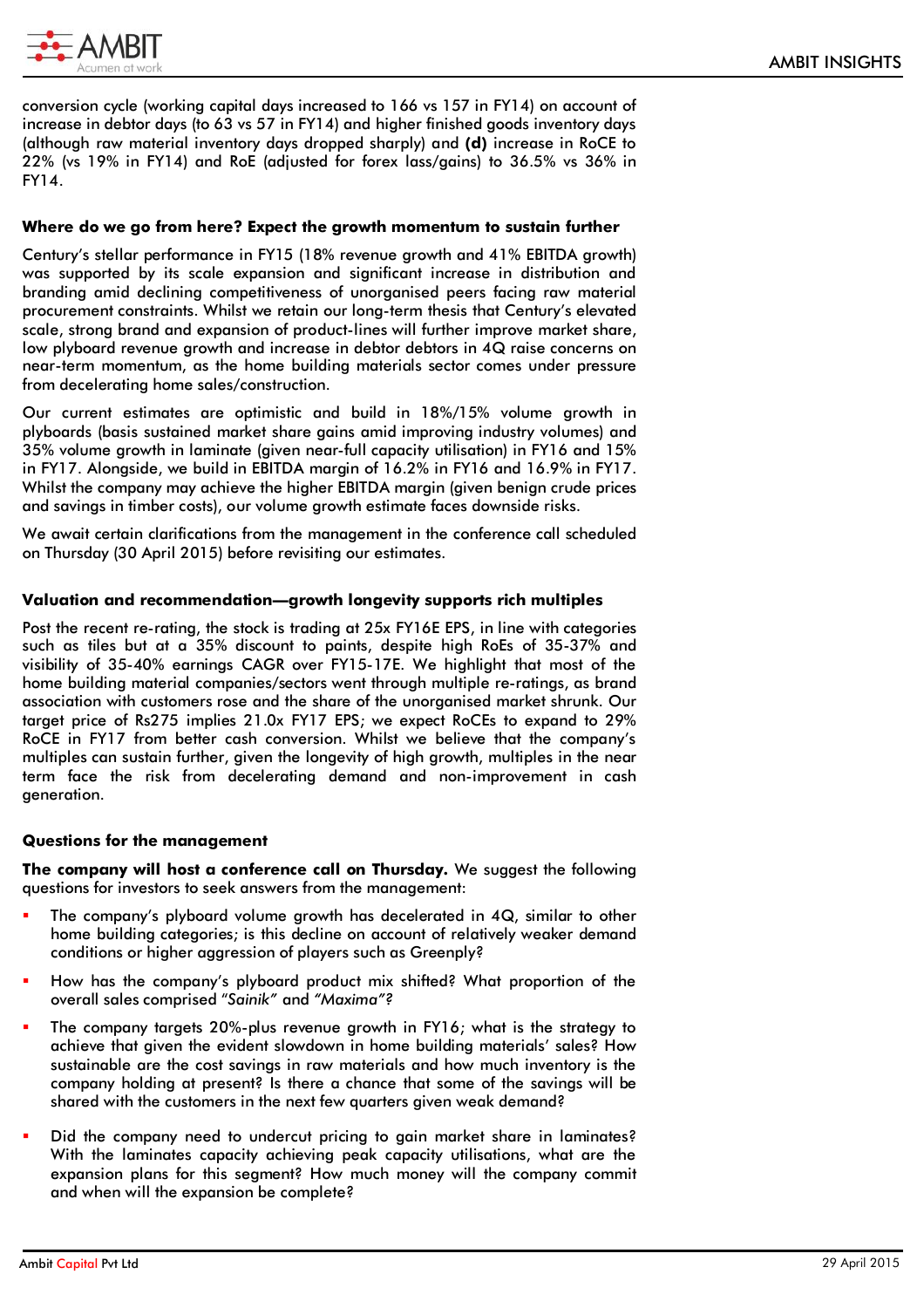conversion cycle (working capital days increased to 166 vs 157 in FY14) on account of increase in debtor days (to 63 vs 57 in FY14) and higher finished goods inventory days (although raw material inventory days dropped sharply) and **(d)** increase in RoCE to 22% (vs 19% in FY14) and RoE (adjusted for forex lass/gains) to 36.5% vs 36% in FY14.

### Where do we go from here? Expect the growth momentum to sustain further

Century's stellar performance in FY15 (18% revenue growth and 41% EBITDA growth) was supported by its scale expansion and significant increase in distribution and branding amid declining competitiveness of unorganised peers facing raw material procurement constraints. Whilst we retain our long-term thesis that Century's elevated scale, strong brand and expansion of product-lines will further improve market share, low plyboard revenue growth and increase in debtor debtors in 4Q raise concerns on near-term momentum, as the home building materials sector comes under pressure from decelerating home sales/construction.

Our current estimates are optimistic and build in 18%/15% volume growth in plyboards (basis sustained market share gains amid improving industry volumes) and 35% volume growth in laminate (given near-full capacity utilisation) in FY16 and 15% in FY17. Alongside, we build in EBITDA margin of 16.2% in FY16 and 16.9% in FY17. Whilst the company may achieve the higher EBITDA margin (given benign crude prices and savings in timber costs), our volume growth estimate faces downside risks.

We await certain clarifications from the management in the conference call scheduled on Thursday (30 April 2015) before revisiting our estimates.

### Valuation and recommendation—growth longevity supports rich multiples

Post the recent re-rating, the stock is trading at 25x FY16E EPS, in line with categories such as tiles but at a 35% discount to paints, despite high RoEs of 35-37% and visibility of 35-40% earnings CAGR over FY15-17E. We highlight that most of the home building material companies/sectors went through multiple re-ratings, as brand association with customers rose and the share of the unorganised market shrunk. Our target price of Rs275 implies 21.0x FY17 EPS; we expect RoCEs to expand to 29% RoCE in FY17 from better cash conversion. Whilst we believe that the company's multiples can sustain further, given the longevity of high growth, multiples in the near term face the risk from decelerating demand and non-improvement in cash generation.

### Questions for the management

**The company will host a conference call on Thursday.** We suggest the following questions for investors to seek answers from the management:

- The company's plyboard volume growth has decelerated in 4Q, similar to other home building categories; is this decline on account of relatively weaker demand conditions or higher aggression of players such as Greenply?
- How has the company's plyboard product mix shifted? What proportion of the overall sales comprised *"Sainik"* and *"Maxima"*?
- The company targets 20%-plus revenue growth in FY16; what is the strategy to achieve that given the evident slowdown in home building materials' sales? How sustainable are the cost savings in raw materials and how much inventory is the company holding at present? Is there a chance that some of the savings will be shared with the customers in the next few quarters given weak demand?
- Did the company need to undercut pricing to gain market share in laminates? With the laminates capacity achieving peak capacity utilisations, what are the expansion plans for this segment? How much money will the company commit and when will the expansion be complete?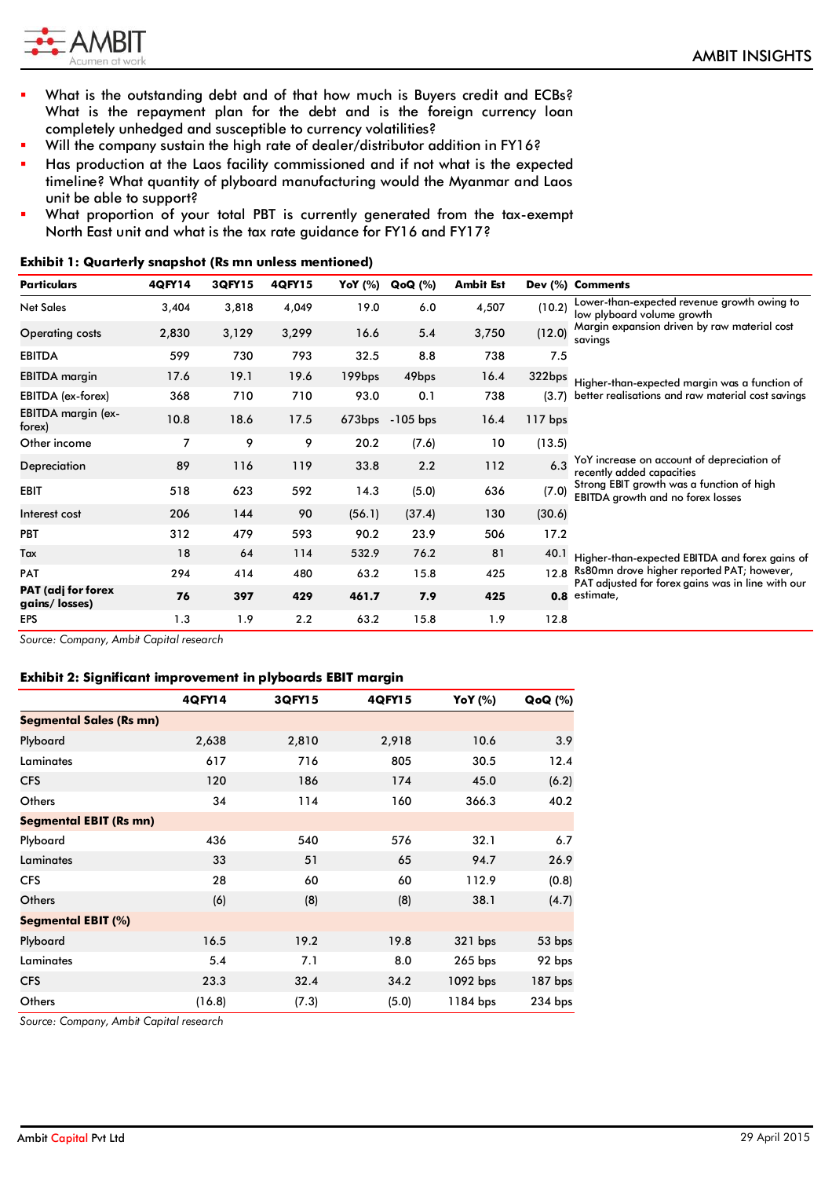- What is the outstanding debt and of that how much is Buyers credit and ECBs? What is the repayment plan for the debt and is the foreign currency loan completely unhedged and susceptible to currency volatilities?
- Will the company sustain the high rate of dealer/distributor addition in FY16?
- Has production at the Laos facility commissioned and if not what is the expected timeline? What quantity of plyboard manufacturing would the Myanmar and Laos unit be able to support?
- What proportion of your total PBT is currently generated from the tax-exempt North East unit and what is the tax rate guidance for FY16 and FY17?

**Exhibit 1: Quarterly snapshot (Rs mn unless mentioned)**

| Particulars | 4QFY14 | 3QFY15 | 4QFY15 | YoY (%) | QoQ (%) | Ambit Est | Dev (%) | Comments |
|---|---|---|---|---|---|---|---|---|
| Net Sales | 3,404 | 3,818 | 4,049 | 19.0 | 6.0 | 4,507 | (10.2) | Lower-than-expected revenue growth owing to low plyboard volume growth |
| Operating costs | 2,830 | 3,129 | 3,299 | 16.6 | 5.4 | 3,750 | (12.0) | Margin expansion driven by raw material cost savings |
| EBITDA | 599 | 730 | 793 | 32.5 | 8.8 | 738 | 7.5 | |
| EBITDA margin | 17.6 | 19.1 | 19.6 | 199bps | 49bps | 16.4 | 322bps | Higher-than-expected margin was a function of better realisations and raw material cost savings |
| EBITDA (ex-forex) | 368 | 710 | 710 | 93.0 | 0.1 | 738 | (3.7) | |
| EBITDA margin (ex-forex) | 10.8 | 18.6 | 17.5 | 673bps | -105 bps | 16.4 | 117 bps | |
| Other income | 7 | 9 | 9 | 20.2 | (7.6) | 10 | (13.5) | |
| Depreciation | 89 | 116 | 119 | 33.8 | 2.2 | 112 | 6.3 | YoY increase on account of depreciation of recently added capacities |
| EBIT | 518 | 623 | 592 | 14.3 | (5.0) | 636 | (7.0) | Strong EBIT growth was a function of high EBITDA growth and no forex losses |
| Interest cost | 206 | 144 | 90 | (56.1) | (37.4) | 130 | (30.6) | |
| PBT | 312 | 479 | 593 | 90.2 | 23.9 | 506 | 17.2 | |
| Tax | 18 | 64 | 114 | 532.9 | 76.2 | 81 | 40.1 | Higher-than-expected EBITDA and forex gains of Rs80mn drove higher reported PAT; however, PAT adjusted for forex gains was in line with our estimate, |
| PAT | 294 | 414 | 480 | 63.2 | 15.8 | 425 | 12.8 | |
| **PAT (adj for forex gains/ losses)** | **76** | **397** | **429** | **461.7** | **7.9** | **425** | **0.8** | |
| EPS | 1.3 | 1.9 | 2.2 | 63.2 | 15.8 | 1.9 | 12.8 | |

*Source: Company, Ambit Capital research*

**Exhibit 2: Significant improvement in plyboards EBIT margin**

| | 4QFY14 | 3QFY15 | 4QFY15 | YoY (%) | QoQ (%) |
|---|---|---|---|---|---|
| **Segmental Sales (Rs mn)** | | | | | |
| Plyboard | 2,638 | 2,810 | 2,918 | 10.6 | 3.9 |
| Laminates | 617 | 716 | 805 | 30.5 | 12.4 |
| CFS | 120 | 186 | 174 | 45.0 | (6.2) |
| Others | 34 | 114 | 160 | 366.3 | 40.2 |
| **Segmental EBIT (Rs mn)** | | | | | |
| Plyboard | 436 | 540 | 576 | 32.1 | 6.7 |
| Laminates | 33 | 51 | 65 | 94.7 | 26.9 |
| CFS | 28 | 60 | 60 | 112.9 | (0.8) |
| Others | (6) | (8) | (8) | 38.1 | (4.7) |
| **Segmental EBIT (%)** | | | | | |
| Plyboard | 16.5 | 19.2 | 19.8 | 321 bps | 53 bps |
| Laminates | 5.4 | 7.1 | 8.0 | 265 bps | 92 bps |
| CFS | 23.3 | 32.4 | 34.2 | 1092 bps | 187 bps |
| Others | (16.8) | (7.3) | (5.0) | 1184 bps | 234 bps |

*Source: Company, Ambit Capital research*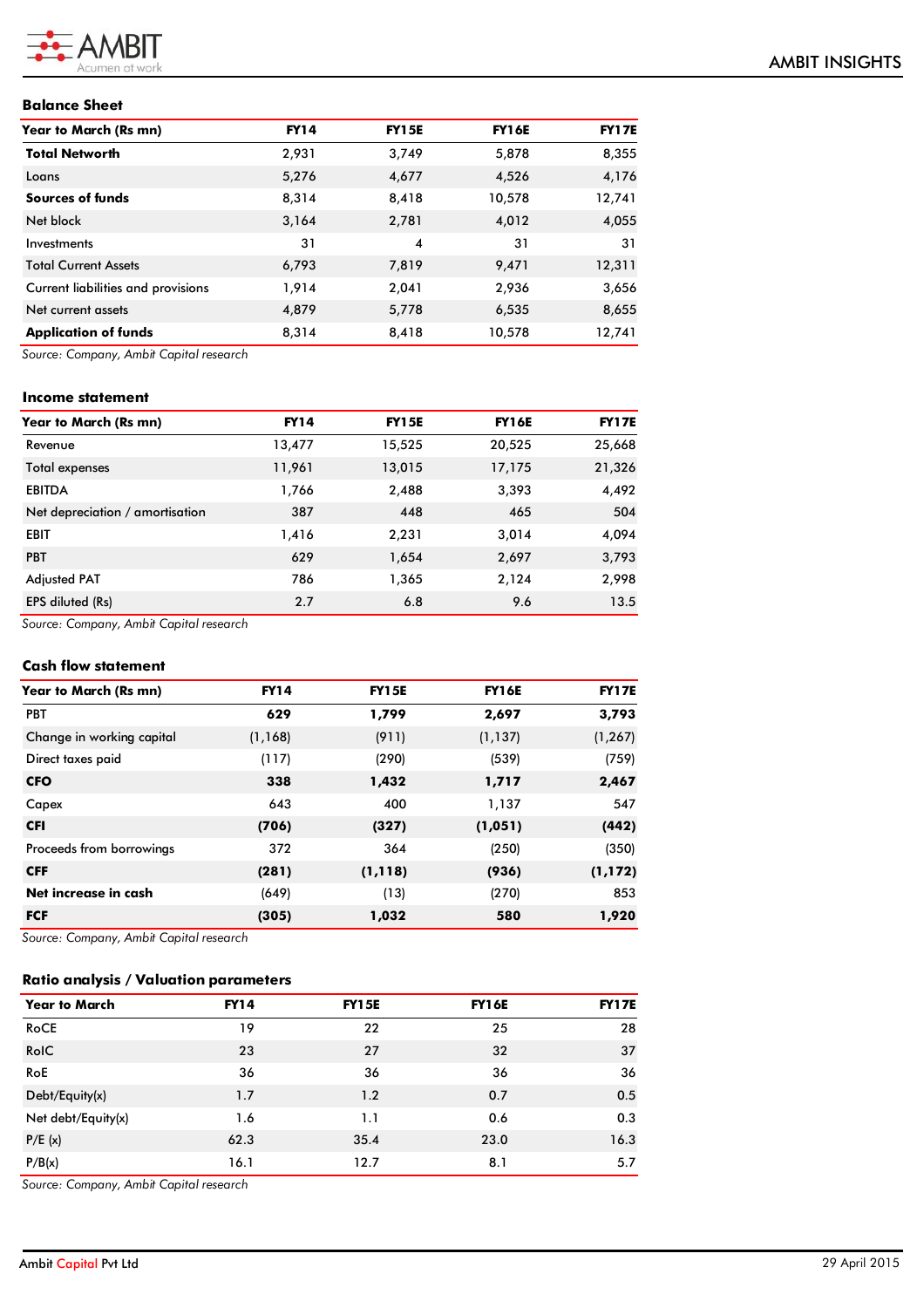### Balance Sheet

| Year to March (Rs mn) | FY14 | FY15E | FY16E | FY17E |
|---|---|---|---|---|
| **Total Networth** | 2,931 | 3,749 | 5,878 | 8,355 |
| Loans | 5,276 | 4,677 | 4,526 | 4,176 |
| **Sources of funds** | 8,314 | 8,418 | 10,578 | 12,741 |
| Net block | 3,164 | 2,781 | 4,012 | 4,055 |
| Investments | 31 | 4 | 31 | 31 |
| Total Current Assets | 6,793 | 7,819 | 9,471 | 12,311 |
| Current liabilities and provisions | 1,914 | 2,041 | 2,936 | 3,656 |
| Net current assets | 4,879 | 5,778 | 6,535 | 8,655 |
| **Application of funds** | 8,314 | 8,418 | 10,578 | 12,741 |

*Source: Company, Ambit Capital research*

### Income statement

| Year to March (Rs mn) | FY14 | FY15E | FY16E | FY17E |
|---|---|---|---|---|
| Revenue | 13,477 | 15,525 | 20,525 | 25,668 |
| Total expenses | 11,961 | 13,015 | 17,175 | 21,326 |
| EBITDA | 1,766 | 2,488 | 3,393 | 4,492 |
| Net depreciation / amortisation | 387 | 448 | 465 | 504 |
| EBIT | 1,416 | 2,231 | 3,014 | 4,094 |
| PBT | 629 | 1,654 | 2,697 | 3,793 |
| Adjusted PAT | 786 | 1,365 | 2,124 | 2,998 |
| EPS diluted (Rs) | 2.7 | 6.8 | 9.6 | 13.5 |

*Source: Company, Ambit Capital research*

### Cash flow statement

| Year to March (Rs mn) | FY14 | FY15E | FY16E | FY17E |
|---|---|---|---|---|
| PBT | **629** | **1,799** | **2,697** | **3,793** |
| Change in working capital | (1,168) | (911) | (1,137) | (1,267) |
| Direct taxes paid | (117) | (290) | (539) | (759) |
| **CFO** | **338** | **1,432** | **1,717** | **2,467** |
| Capex | 643 | 400 | 1,137 | 547 |
| **CFI** | **(706)** | **(327)** | **(1,051)** | **(442)** |
| Proceeds from borrowings | 372 | 364 | (250) | (350) |
| **CFF** | **(281)** | **(1,118)** | **(936)** | **(1,172)** |
| **Net increase in cash** | (649) | (13) | (270) | 853 |
| **FCF** | **(305)** | **1,032** | **580** | **1,920** |

*Source: Company, Ambit Capital research*

### Ratio analysis / Valuation parameters

| Year to March | FY14 | FY15E | FY16E | FY17E |
|---|---|---|---|---|
| RoCE | 19 | 22 | 25 | 28 |
| RoIC | 23 | 27 | 32 | 37 |
| RoE | 36 | 36 | 36 | 36 |
| Debt/Equity(x) | 1.7 | 1.2 | 0.7 | 0.5 |
| Net debt/Equity(x) | 1.6 | 1.1 | 0.6 | 0.3 |
| P/E (x) | 62.3 | 35.4 | 23.0 | 16.3 |
| P/B(x) | 16.1 | 12.7 | 8.1 | 5.7 |

*Source: Company, Ambit Capital research*